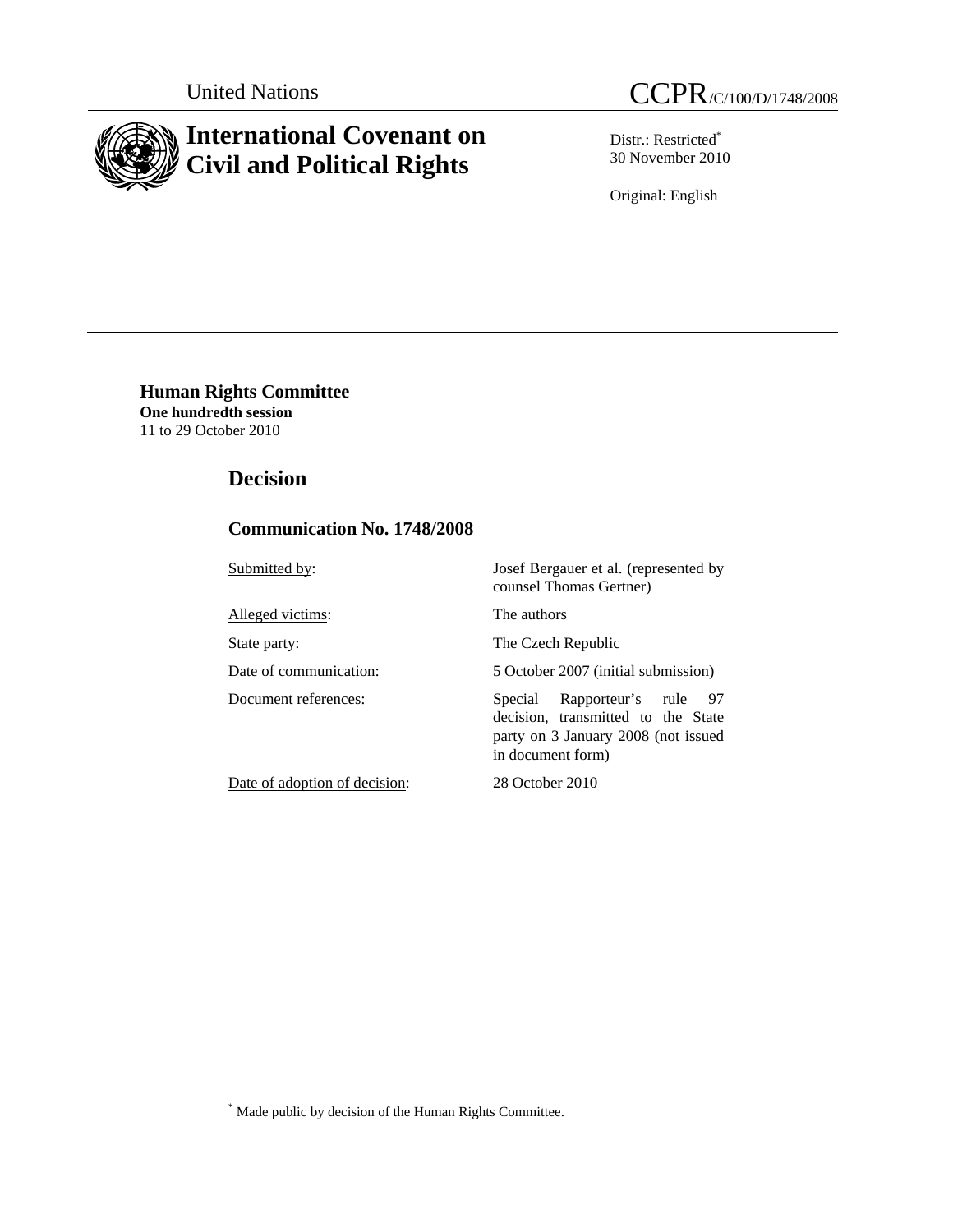United Nations

CCPR/C/100/D/1748/2008

# International Covenant on Civil and Political Rights

Distr.: Restricted*
30 November 2010

Original: English

## Human Rights Committee

**One hundredth session**
11 to 29 October 2010

## Decision

### Communication No. 1748/2008

| | |
|---|---|
| Submitted by: | Josef Bergauer et al. (represented by counsel Thomas Gertner) |
| Alleged victims: | The authors |
| State party: | The Czech Republic |
| Date of communication: | 5 October 2007 (initial submission) |
| Document references: | Special Rapporteur's rule 97 decision, transmitted to the State party on 3 January 2008 (not issued in document form) |
| Date of adoption of decision: | 28 October 2010 |

* Made public by decision of the Human Rights Committee.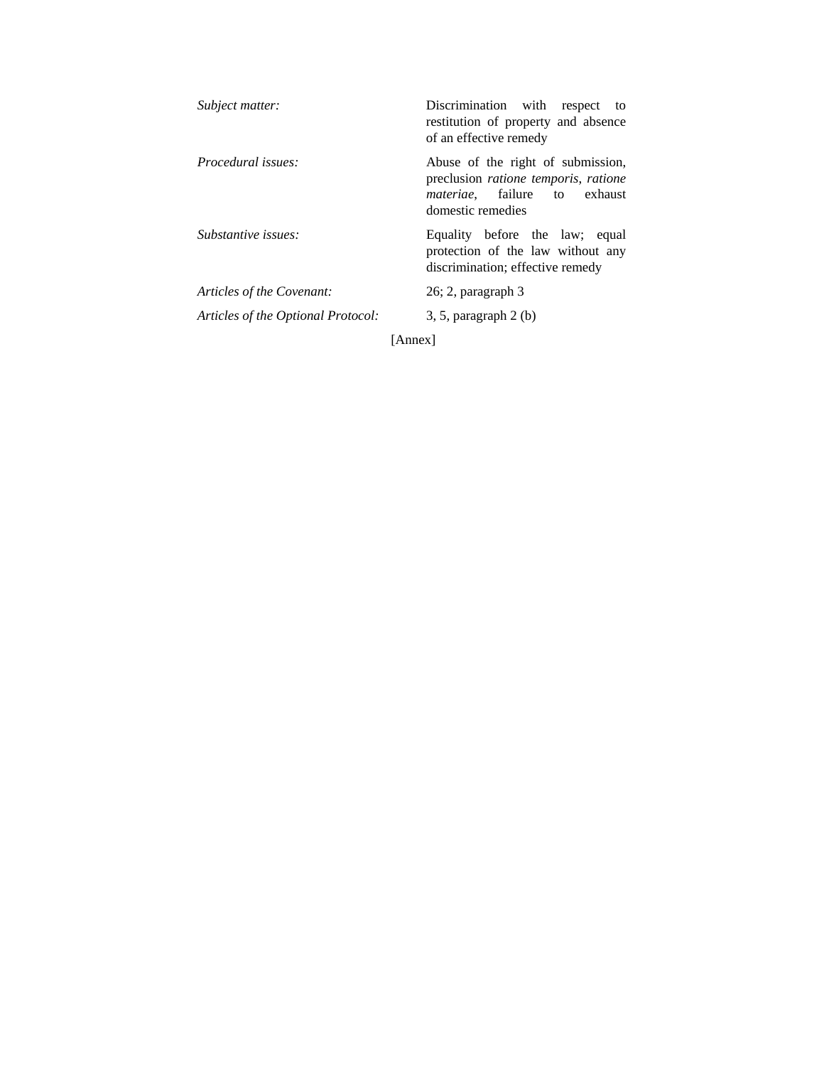| | |
|---|---|
| *Subject matter:* | Discrimination with respect to restitution of property and absence of an effective remedy |
| *Procedural issues:* | Abuse of the right of submission, preclusion *ratione temporis*, *ratione materiae*, failure to exhaust domestic remedies |
| *Substantive issues:* | Equality before the law; equal protection of the law without any discrimination; effective remedy |
| *Articles of the Covenant:* | 26; 2, paragraph 3 |
| *Articles of the Optional Protocol:* | 3, 5, paragraph 2 (b) |

[Annex]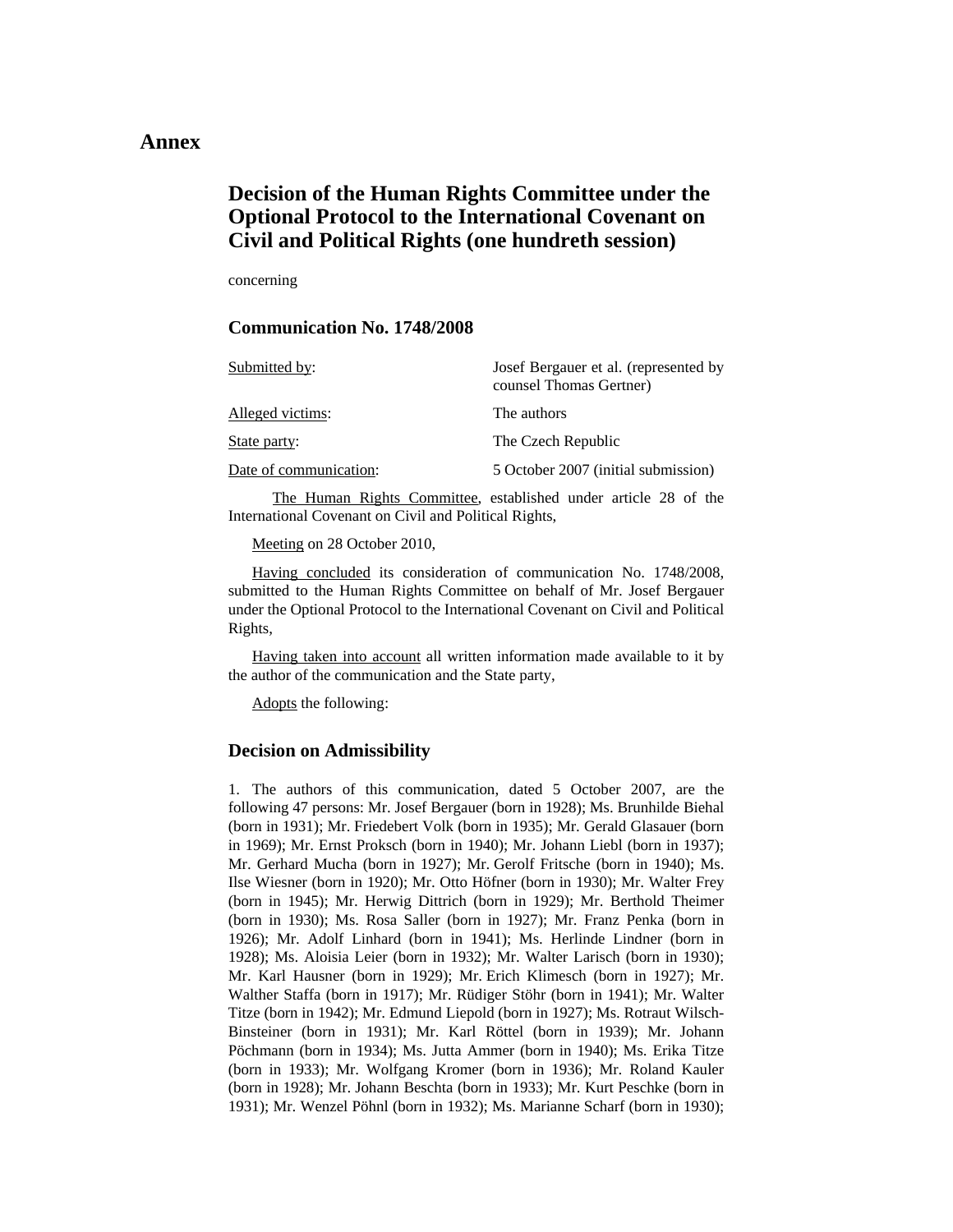# Annex

## Decision of the Human Rights Committee under the Optional Protocol to the International Covenant on Civil and Political Rights (one hundreth session)

concerning

### Communication No. 1748/2008

| | |
|---|---|
| Submitted by: | Josef Bergauer et al. (represented by counsel Thomas Gertner) |
| Alleged victims: | The authors |
| State party: | The Czech Republic |
| Date of communication: | 5 October 2007 (initial submission) |

The Human Rights Committee, established under article 28 of the International Covenant on Civil and Political Rights,

Meeting on 28 October 2010,

Having concluded its consideration of communication No. 1748/2008, submitted to the Human Rights Committee on behalf of Mr. Josef Bergauer under the Optional Protocol to the International Covenant on Civil and Political Rights,

Having taken into account all written information made available to it by the author of the communication and the State party,

Adopts the following:

### Decision on Admissibility

1. The authors of this communication, dated 5 October 2007, are the following 47 persons: Mr. Josef Bergauer (born in 1928); Ms. Brunhilde Biehal (born in 1931); Mr. Friedebert Volk (born in 1935); Mr. Gerald Glasauer (born in 1969); Mr. Ernst Proksch (born in 1940); Mr. Johann Liebl (born in 1937); Mr. Gerhard Mucha (born in 1927); Mr. Gerolf Fritsche (born in 1940); Ms. Ilse Wiesner (born in 1920); Mr. Otto Höfner (born in 1930); Mr. Walter Frey (born in 1945); Mr. Herwig Dittrich (born in 1929); Mr. Berthold Theimer (born in 1930); Ms. Rosa Saller (born in 1927); Mr. Franz Penka (born in 1926); Mr. Adolf Linhard (born in 1941); Ms. Herlinde Lindner (born in 1928); Ms. Aloisia Leier (born in 1932); Mr. Walter Larisch (born in 1930); Mr. Karl Hausner (born in 1929); Mr. Erich Klimesch (born in 1927); Mr. Walther Staffa (born in 1917); Mr. Rüdiger Stöhr (born in 1941); Mr. Walter Titze (born in 1942); Mr. Edmund Liepold (born in 1927); Ms. Rotraut Wilsch-Binsteiner (born in 1931); Mr. Karl Röttel (born in 1939); Mr. Johann Pöchmann (born in 1934); Ms. Jutta Ammer (born in 1940); Ms. Erika Titze (born in 1933); Mr. Wolfgang Kromer (born in 1936); Mr. Roland Kauler (born in 1928); Mr. Johann Beschta (born in 1933); Mr. Kurt Peschke (born in 1931); Mr. Wenzel Pöhnl (born in 1932); Ms. Marianne Scharf (born in 1930);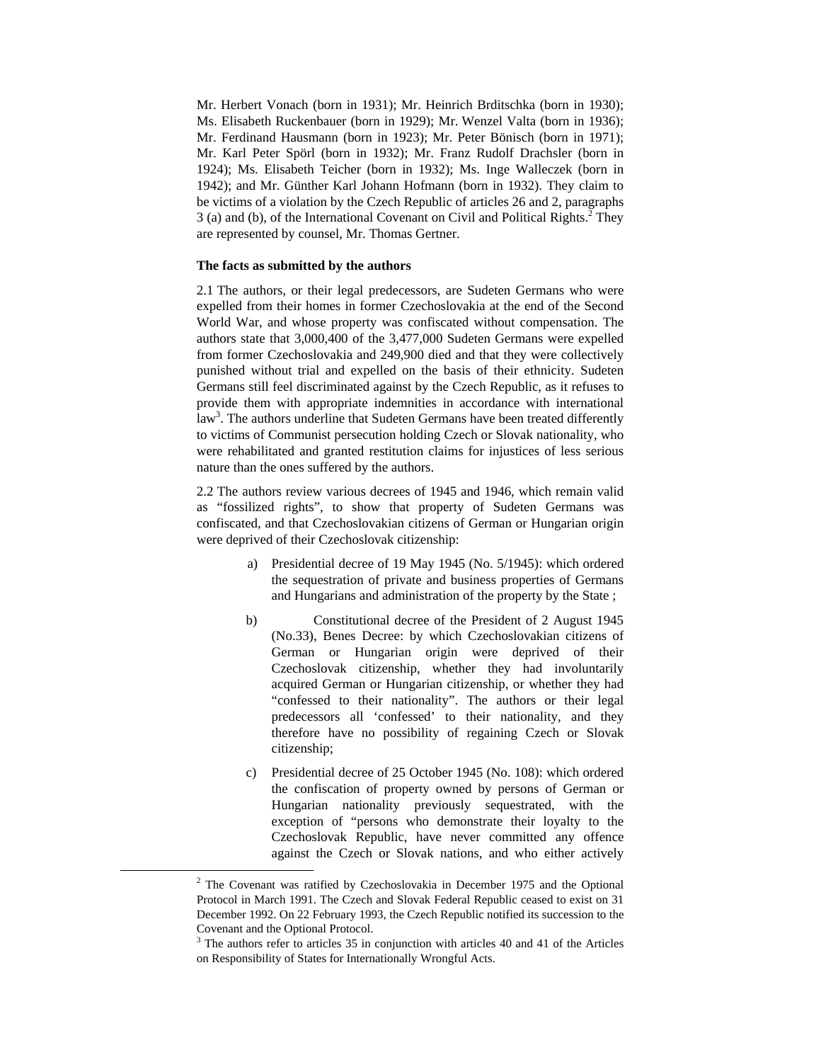Mr. Herbert Vonach (born in 1931); Mr. Heinrich Brditschka (born in 1930); Ms. Elisabeth Ruckenbauer (born in 1929); Mr. Wenzel Valta (born in 1936); Mr. Ferdinand Hausmann (born in 1923); Mr. Peter Bönisch (born in 1971); Mr. Karl Peter Spörl (born in 1932); Mr. Franz Rudolf Drachsler (born in 1924); Ms. Elisabeth Teicher (born in 1932); Ms. Inge Walleczek (born in 1942); and Mr. Günther Karl Johann Hofmann (born in 1932). They claim to be victims of a violation by the Czech Republic of articles 26 and 2, paragraphs 3 (a) and (b), of the International Covenant on Civil and Political Rights.[2] They are represented by counsel, Mr. Thomas Gertner.

**The facts as submitted by the authors**

2.1 The authors, or their legal predecessors, are Sudeten Germans who were expelled from their homes in former Czechoslovakia at the end of the Second World War, and whose property was confiscated without compensation. The authors state that 3,000,400 of the 3,477,000 Sudeten Germans were expelled from former Czechoslovakia and 249,900 died and that they were collectively punished without trial and expelled on the basis of their ethnicity. Sudeten Germans still feel discriminated against by the Czech Republic, as it refuses to provide them with appropriate indemnities in accordance with international law[3]. The authors underline that Sudeten Germans have been treated differently to victims of Communist persecution holding Czech or Slovak nationality, who were rehabilitated and granted restitution claims for injustices of less serious nature than the ones suffered by the authors.

2.2 The authors review various decrees of 1945 and 1946, which remain valid as "fossilized rights", to show that property of Sudeten Germans was confiscated, and that Czechoslovakian citizens of German or Hungarian origin were deprived of their Czechoslovak citizenship:

a) Presidential decree of 19 May 1945 (No. 5/1945): which ordered the sequestration of private and business properties of Germans and Hungarians and administration of the property by the State ;

b) Constitutional decree of the President of 2 August 1945 (No.33), Benes Decree: by which Czechoslovakian citizens of German or Hungarian origin were deprived of their Czechoslovak citizenship, whether they had involuntarily acquired German or Hungarian citizenship, or whether they had "confessed to their nationality". The authors or their legal predecessors all 'confessed' to their nationality, and they therefore have no possibility of regaining Czech or Slovak citizenship;

c) Presidential decree of 25 October 1945 (No. 108): which ordered the confiscation of property owned by persons of German or Hungarian nationality previously sequestrated, with the exception of "persons who demonstrate their loyalty to the Czechoslovak Republic, have never committed any offence against the Czech or Slovak nations, and who either actively

---

[2] The Covenant was ratified by Czechoslovakia in December 1975 and the Optional Protocol in March 1991. The Czech and Slovak Federal Republic ceased to exist on 31 December 1992. On 22 February 1993, the Czech Republic notified its succession to the Covenant and the Optional Protocol.

[3] The authors refer to articles 35 in conjunction with articles 40 and 41 of the Articles on Responsibility of States for Internationally Wrongful Acts.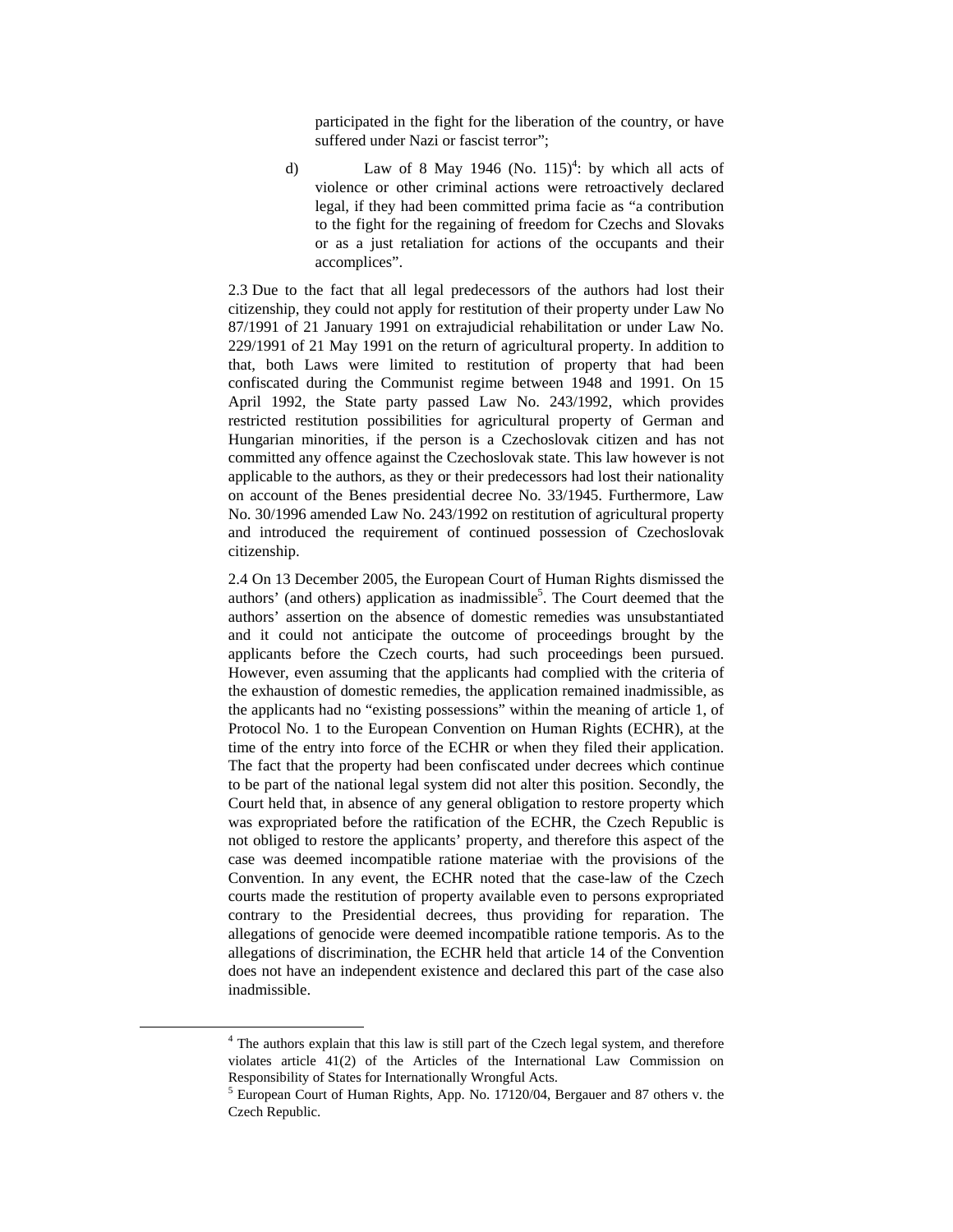participated in the fight for the liberation of the country, or have suffered under Nazi or fascist terror";

d) Law of 8 May 1946 (No. 115)[4]: by which all acts of violence or other criminal actions were retroactively declared legal, if they had been committed prima facie as "a contribution to the fight for the regaining of freedom for Czechs and Slovaks or as a just retaliation for actions of the occupants and their accomplices".

2.3 Due to the fact that all legal predecessors of the authors had lost their citizenship, they could not apply for restitution of their property under Law No 87/1991 of 21 January 1991 on extrajudicial rehabilitation or under Law No. 229/1991 of 21 May 1991 on the return of agricultural property. In addition to that, both Laws were limited to restitution of property that had been confiscated during the Communist regime between 1948 and 1991. On 15 April 1992, the State party passed Law No. 243/1992, which provides restricted restitution possibilities for agricultural property of German and Hungarian minorities, if the person is a Czechoslovak citizen and has not committed any offence against the Czechoslovak state. This law however is not applicable to the authors, as they or their predecessors had lost their nationality on account of the Benes presidential decree No. 33/1945. Furthermore, Law No. 30/1996 amended Law No. 243/1992 on restitution of agricultural property and introduced the requirement of continued possession of Czechoslovak citizenship.

2.4 On 13 December 2005, the European Court of Human Rights dismissed the authors' (and others) application as inadmissible[5]. The Court deemed that the authors' assertion on the absence of domestic remedies was unsubstantiated and it could not anticipate the outcome of proceedings brought by the applicants before the Czech courts, had such proceedings been pursued. However, even assuming that the applicants had complied with the criteria of the exhaustion of domestic remedies, the application remained inadmissible, as the applicants had no "existing possessions" within the meaning of article 1, of Protocol No. 1 to the European Convention on Human Rights (ECHR), at the time of the entry into force of the ECHR or when they filed their application. The fact that the property had been confiscated under decrees which continue to be part of the national legal system did not alter this position. Secondly, the Court held that, in absence of any general obligation to restore property which was expropriated before the ratification of the ECHR, the Czech Republic is not obliged to restore the applicants' property, and therefore this aspect of the case was deemed incompatible ratione materiae with the provisions of the Convention. In any event, the ECHR noted that the case-law of the Czech courts made the restitution of property available even to persons expropriated contrary to the Presidential decrees, thus providing for reparation. The allegations of genocide were deemed incompatible ratione temporis. As to the allegations of discrimination, the ECHR held that article 14 of the Convention does not have an independent existence and declared this part of the case also inadmissible.

---

[4] The authors explain that this law is still part of the Czech legal system, and therefore violates article 41(2) of the Articles of the International Law Commission on Responsibility of States for Internationally Wrongful Acts.

[5] European Court of Human Rights, App. No. 17120/04, Bergauer and 87 others v. the Czech Republic.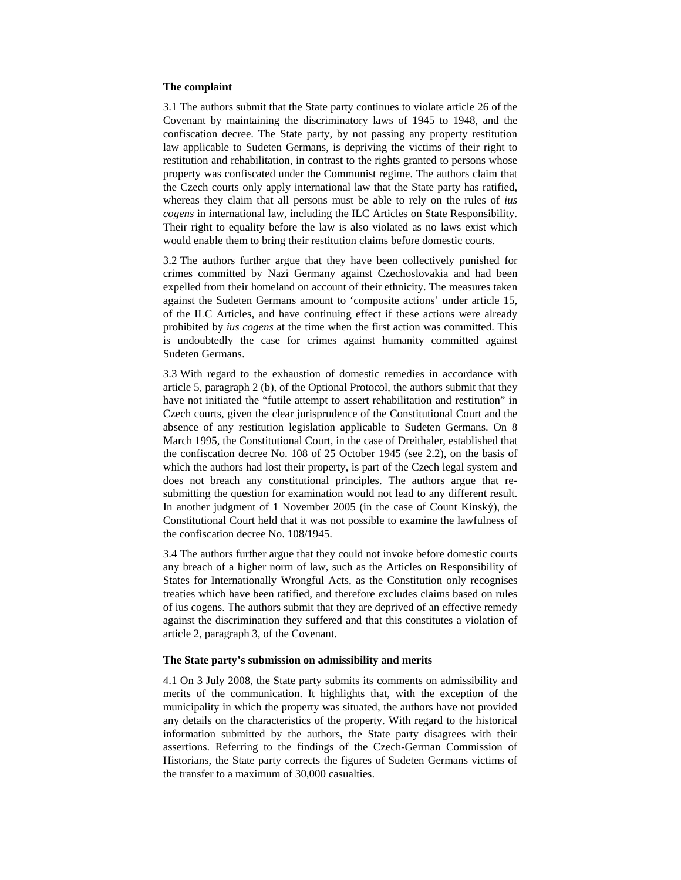**The complaint**

3.1 The authors submit that the State party continues to violate article 26 of the Covenant by maintaining the discriminatory laws of 1945 to 1948, and the confiscation decree. The State party, by not passing any property restitution law applicable to Sudeten Germans, is depriving the victims of their right to restitution and rehabilitation, in contrast to the rights granted to persons whose property was confiscated under the Communist regime. The authors claim that the Czech courts only apply international law that the State party has ratified, whereas they claim that all persons must be able to rely on the rules of *ius cogens* in international law, including the ILC Articles on State Responsibility. Their right to equality before the law is also violated as no laws exist which would enable them to bring their restitution claims before domestic courts.

3.2 The authors further argue that they have been collectively punished for crimes committed by Nazi Germany against Czechoslovakia and had been expelled from their homeland on account of their ethnicity. The measures taken against the Sudeten Germans amount to 'composite actions' under article 15, of the ILC Articles, and have continuing effect if these actions were already prohibited by *ius cogens* at the time when the first action was committed. This is undoubtedly the case for crimes against humanity committed against Sudeten Germans.

3.3 With regard to the exhaustion of domestic remedies in accordance with article 5, paragraph 2 (b), of the Optional Protocol, the authors submit that they have not initiated the "futile attempt to assert rehabilitation and restitution" in Czech courts, given the clear jurisprudence of the Constitutional Court and the absence of any restitution legislation applicable to Sudeten Germans. On 8 March 1995, the Constitutional Court, in the case of Dreithaler, established that the confiscation decree No. 108 of 25 October 1945 (see 2.2), on the basis of which the authors had lost their property, is part of the Czech legal system and does not breach any constitutional principles. The authors argue that re-submitting the question for examination would not lead to any different result. In another judgment of 1 November 2005 (in the case of Count Kinský), the Constitutional Court held that it was not possible to examine the lawfulness of the confiscation decree No. 108/1945.

3.4 The authors further argue that they could not invoke before domestic courts any breach of a higher norm of law, such as the Articles on Responsibility of States for Internationally Wrongful Acts, as the Constitution only recognises treaties which have been ratified, and therefore excludes claims based on rules of ius cogens. The authors submit that they are deprived of an effective remedy against the discrimination they suffered and that this constitutes a violation of article 2, paragraph 3, of the Covenant.

**The State party's submission on admissibility and merits**

4.1 On 3 July 2008, the State party submits its comments on admissibility and merits of the communication. It highlights that, with the exception of the municipality in which the property was situated, the authors have not provided any details on the characteristics of the property. With regard to the historical information submitted by the authors, the State party disagrees with their assertions. Referring to the findings of the Czech-German Commission of Historians, the State party corrects the figures of Sudeten Germans victims of the transfer to a maximum of 30,000 casualties.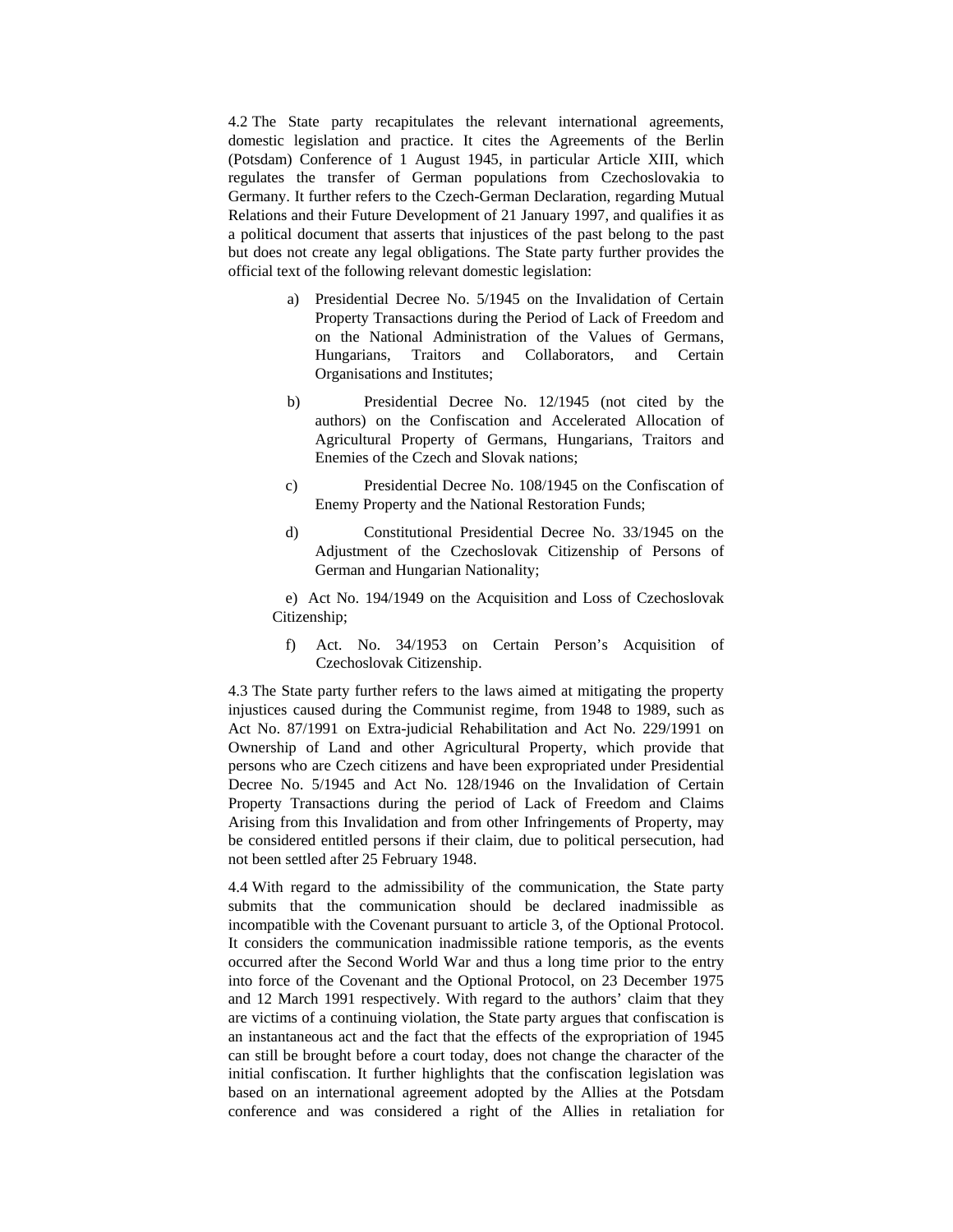4.2 The State party recapitulates the relevant international agreements, domestic legislation and practice. It cites the Agreements of the Berlin (Potsdam) Conference of 1 August 1945, in particular Article XIII, which regulates the transfer of German populations from Czechoslovakia to Germany. It further refers to the Czech-German Declaration, regarding Mutual Relations and their Future Development of 21 January 1997, and qualifies it as a political document that asserts that injustices of the past belong to the past but does not create any legal obligations. The State party further provides the official text of the following relevant domestic legislation:

a) Presidential Decree No. 5/1945 on the Invalidation of Certain Property Transactions during the Period of Lack of Freedom and on the National Administration of the Values of Germans, Hungarians, Traitors and Collaborators, and Certain Organisations and Institutes;

b) Presidential Decree No. 12/1945 (not cited by the authors) on the Confiscation and Accelerated Allocation of Agricultural Property of Germans, Hungarians, Traitors and Enemies of the Czech and Slovak nations;

c) Presidential Decree No. 108/1945 on the Confiscation of Enemy Property and the National Restoration Funds;

d) Constitutional Presidential Decree No. 33/1945 on the Adjustment of the Czechoslovak Citizenship of Persons of German and Hungarian Nationality;

e) Act No. 194/1949 on the Acquisition and Loss of Czechoslovak Citizenship;

f) Act. No. 34/1953 on Certain Person's Acquisition of Czechoslovak Citizenship.

4.3 The State party further refers to the laws aimed at mitigating the property injustices caused during the Communist regime, from 1948 to 1989, such as Act No. 87/1991 on Extra-judicial Rehabilitation and Act No. 229/1991 on Ownership of Land and other Agricultural Property, which provide that persons who are Czech citizens and have been expropriated under Presidential Decree No. 5/1945 and Act No. 128/1946 on the Invalidation of Certain Property Transactions during the period of Lack of Freedom and Claims Arising from this Invalidation and from other Infringements of Property, may be considered entitled persons if their claim, due to political persecution, had not been settled after 25 February 1948.

4.4 With regard to the admissibility of the communication, the State party submits that the communication should be declared inadmissible as incompatible with the Covenant pursuant to article 3, of the Optional Protocol. It considers the communication inadmissible ratione temporis, as the events occurred after the Second World War and thus a long time prior to the entry into force of the Covenant and the Optional Protocol, on 23 December 1975 and 12 March 1991 respectively. With regard to the authors' claim that they are victims of a continuing violation, the State party argues that confiscation is an instantaneous act and the fact that the effects of the expropriation of 1945 can still be brought before a court today, does not change the character of the initial confiscation. It further highlights that the confiscation legislation was based on an international agreement adopted by the Allies at the Potsdam conference and was considered a right of the Allies in retaliation for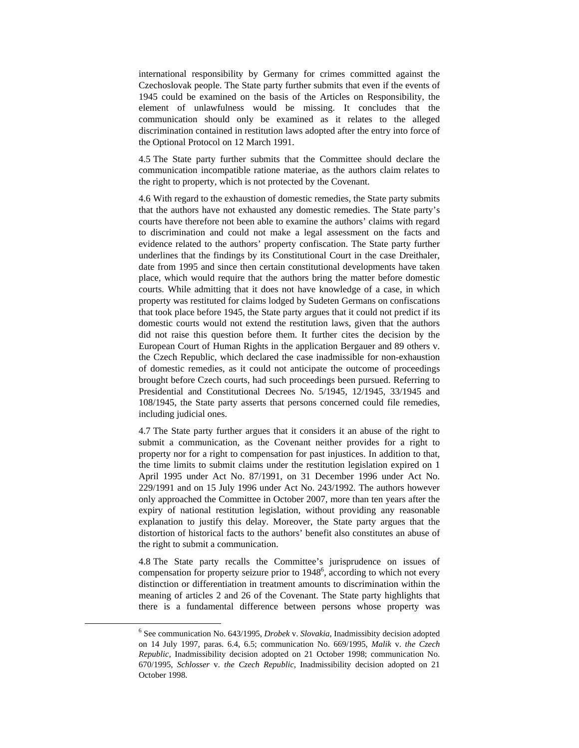international responsibility by Germany for crimes committed against the Czechoslovak people. The State party further submits that even if the events of 1945 could be examined on the basis of the Articles on Responsibility, the element of unlawfulness would be missing. It concludes that the communication should only be examined as it relates to the alleged discrimination contained in restitution laws adopted after the entry into force of the Optional Protocol on 12 March 1991.

4.5 The State party further submits that the Committee should declare the communication incompatible ratione materiae, as the authors claim relates to the right to property, which is not protected by the Covenant.

4.6 With regard to the exhaustion of domestic remedies, the State party submits that the authors have not exhausted any domestic remedies. The State party's courts have therefore not been able to examine the authors' claims with regard to discrimination and could not make a legal assessment on the facts and evidence related to the authors' property confiscation. The State party further underlines that the findings by its Constitutional Court in the case Dreithaler, date from 1995 and since then certain constitutional developments have taken place, which would require that the authors bring the matter before domestic courts. While admitting that it does not have knowledge of a case, in which property was restituted for claims lodged by Sudeten Germans on confiscations that took place before 1945, the State party argues that it could not predict if its domestic courts would not extend the restitution laws, given that the authors did not raise this question before them. It further cites the decision by the European Court of Human Rights in the application Bergauer and 89 others v. the Czech Republic, which declared the case inadmissible for non-exhaustion of domestic remedies, as it could not anticipate the outcome of proceedings brought before Czech courts, had such proceedings been pursued. Referring to Presidential and Constitutional Decrees No. 5/1945, 12/1945, 33/1945 and 108/1945, the State party asserts that persons concerned could file remedies, including judicial ones.

4.7 The State party further argues that it considers it an abuse of the right to submit a communication, as the Covenant neither provides for a right to property nor for a right to compensation for past injustices. In addition to that, the time limits to submit claims under the restitution legislation expired on 1 April 1995 under Act No. 87/1991, on 31 December 1996 under Act No. 229/1991 and on 15 July 1996 under Act No. 243/1992. The authors however only approached the Committee in October 2007, more than ten years after the expiry of national restitution legislation, without providing any reasonable explanation to justify this delay. Moreover, the State party argues that the distortion of historical facts to the authors' benefit also constitutes an abuse of the right to submit a communication.

4.8 The State party recalls the Committee's jurisprudence on issues of compensation for property seizure prior to 1948[6], according to which not every distinction or differentiation in treatment amounts to discrimination within the meaning of articles 2 and 26 of the Covenant. The State party highlights that there is a fundamental difference between persons whose property was

---

[6] See communication No. 643/1995, *Drobek* v. *Slovakia*, Inadmissibity decision adopted on 14 July 1997, paras. 6.4, 6.5; communication No. 669/1995, *Malik* v. *the Czech Republic*, Inadmissibility decision adopted on 21 October 1998; communication No. 670/1995, *Schlosser* v. *the Czech Republic*, Inadmissibility decision adopted on 21 October 1998.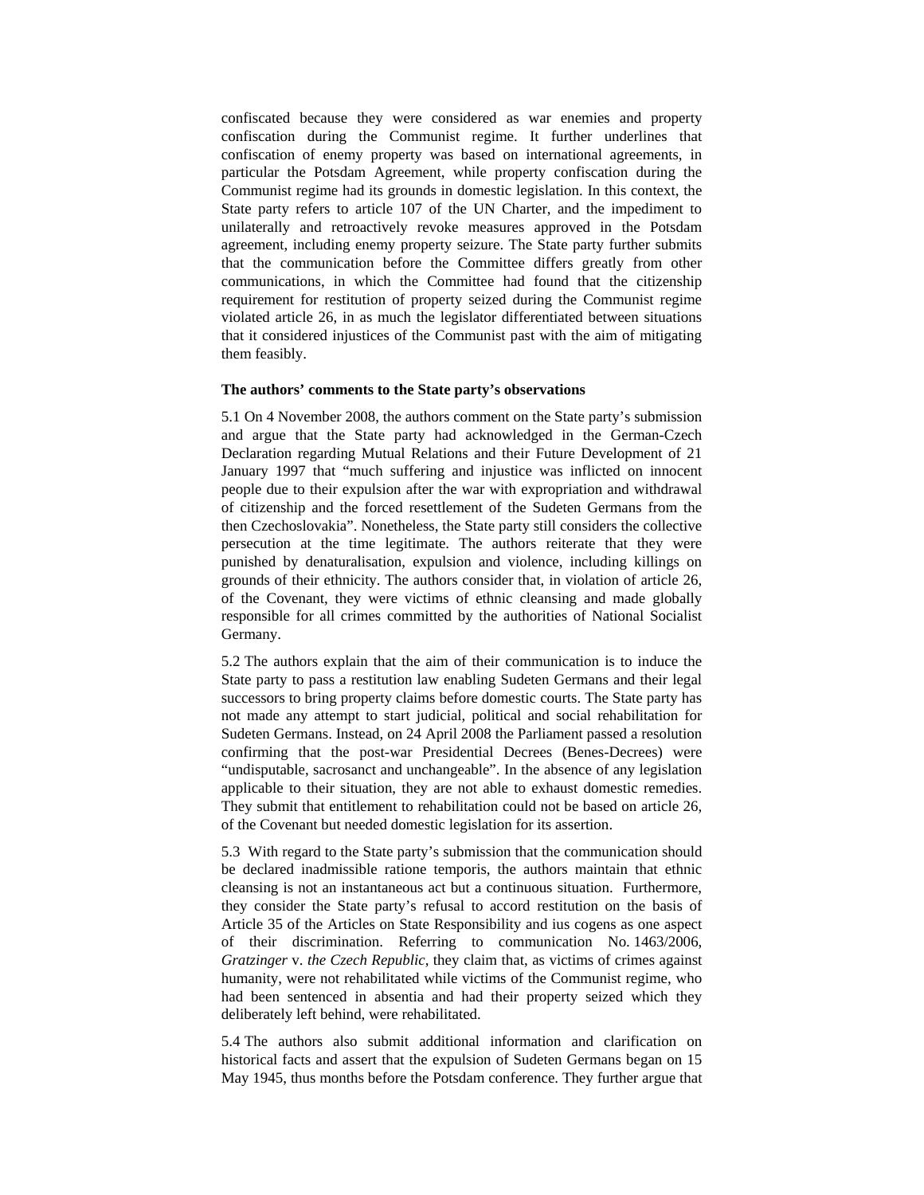confiscated because they were considered as war enemies and property confiscation during the Communist regime. It further underlines that confiscation of enemy property was based on international agreements, in particular the Potsdam Agreement, while property confiscation during the Communist regime had its grounds in domestic legislation. In this context, the State party refers to article 107 of the UN Charter, and the impediment to unilaterally and retroactively revoke measures approved in the Potsdam agreement, including enemy property seizure. The State party further submits that the communication before the Committee differs greatly from other communications, in which the Committee had found that the citizenship requirement for restitution of property seized during the Communist regime violated article 26, in as much the legislator differentiated between situations that it considered injustices of the Communist past with the aim of mitigating them feasibly.

**The authors' comments to the State party's observations**

5.1 On 4 November 2008, the authors comment on the State party's submission and argue that the State party had acknowledged in the German-Czech Declaration regarding Mutual Relations and their Future Development of 21 January 1997 that "much suffering and injustice was inflicted on innocent people due to their expulsion after the war with expropriation and withdrawal of citizenship and the forced resettlement of the Sudeten Germans from the then Czechoslovakia". Nonetheless, the State party still considers the collective persecution at the time legitimate. The authors reiterate that they were punished by denaturalisation, expulsion and violence, including killings on grounds of their ethnicity. The authors consider that, in violation of article 26, of the Covenant, they were victims of ethnic cleansing and made globally responsible for all crimes committed by the authorities of National Socialist Germany.

5.2 The authors explain that the aim of their communication is to induce the State party to pass a restitution law enabling Sudeten Germans and their legal successors to bring property claims before domestic courts. The State party has not made any attempt to start judicial, political and social rehabilitation for Sudeten Germans. Instead, on 24 April 2008 the Parliament passed a resolution confirming that the post-war Presidential Decrees (Benes-Decrees) were "undisputable, sacrosanct and unchangeable". In the absence of any legislation applicable to their situation, they are not able to exhaust domestic remedies. They submit that entitlement to rehabilitation could not be based on article 26, of the Covenant but needed domestic legislation for its assertion.

5.3 With regard to the State party's submission that the communication should be declared inadmissible ratione temporis, the authors maintain that ethnic cleansing is not an instantaneous act but a continuous situation. Furthermore, they consider the State party's refusal to accord restitution on the basis of Article 35 of the Articles on State Responsibility and ius cogens as one aspect of their discrimination. Referring to communication No. 1463/2006, *Gratzinger* v. *the Czech Republic*, they claim that, as victims of crimes against humanity, were not rehabilitated while victims of the Communist regime, who had been sentenced in absentia and had their property seized which they deliberately left behind, were rehabilitated.

5.4 The authors also submit additional information and clarification on historical facts and assert that the expulsion of Sudeten Germans began on 15 May 1945, thus months before the Potsdam conference. They further argue that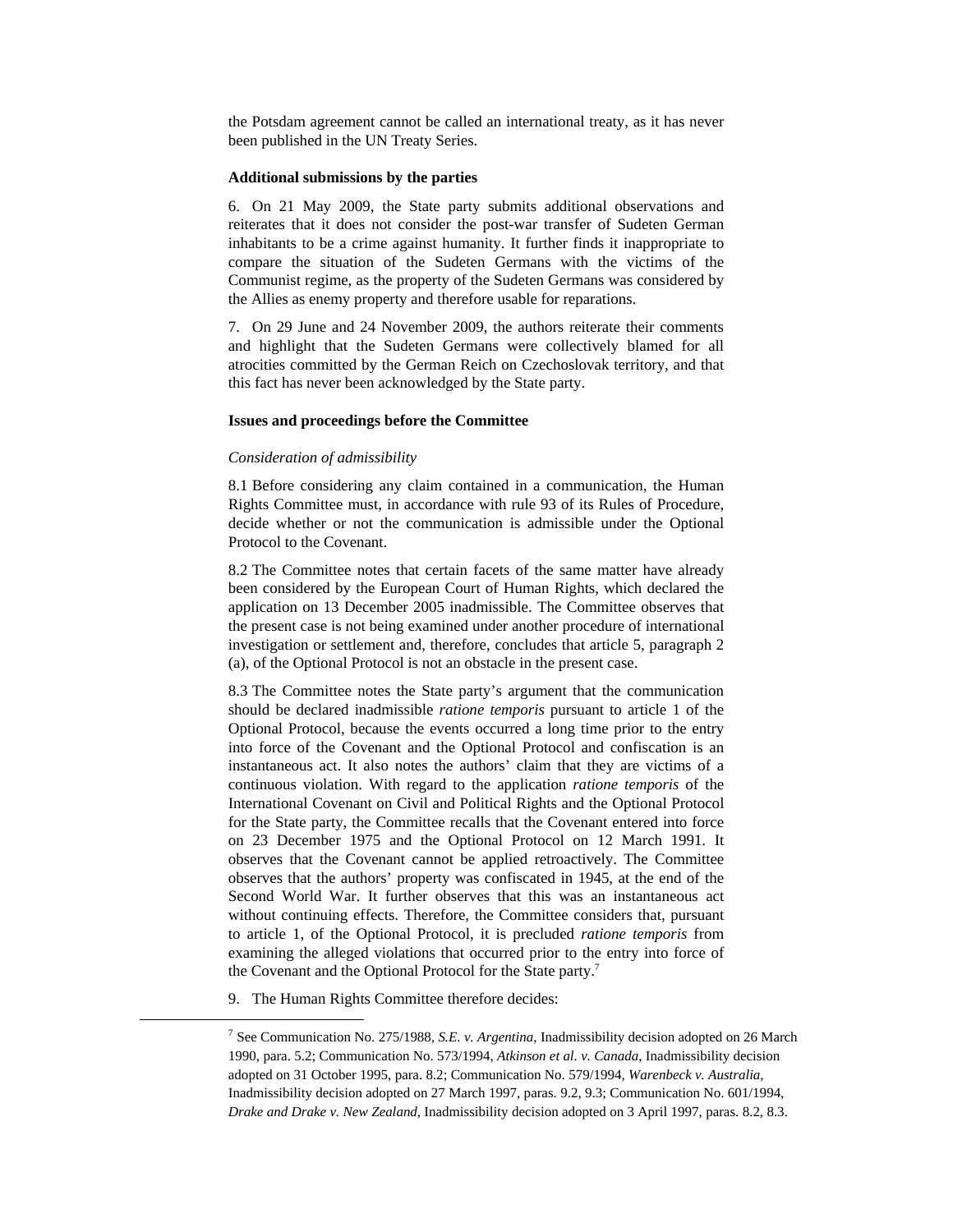the Potsdam agreement cannot be called an international treaty, as it has never been published in the UN Treaty Series.

**Additional submissions by the parties**

6. On 21 May 2009, the State party submits additional observations and reiterates that it does not consider the post-war transfer of Sudeten German inhabitants to be a crime against humanity. It further finds it inappropriate to compare the situation of the Sudeten Germans with the victims of the Communist regime, as the property of the Sudeten Germans was considered by the Allies as enemy property and therefore usable for reparations.

7. On 29 June and 24 November 2009, the authors reiterate their comments and highlight that the Sudeten Germans were collectively blamed for all atrocities committed by the German Reich on Czechoslovak territory, and that this fact has never been acknowledged by the State party.

**Issues and proceedings before the Committee**

*Consideration of admissibility*

8.1 Before considering any claim contained in a communication, the Human Rights Committee must, in accordance with rule 93 of its Rules of Procedure, decide whether or not the communication is admissible under the Optional Protocol to the Covenant.

8.2 The Committee notes that certain facets of the same matter have already been considered by the European Court of Human Rights, which declared the application on 13 December 2005 inadmissible. The Committee observes that the present case is not being examined under another procedure of international investigation or settlement and, therefore, concludes that article 5, paragraph 2 (a), of the Optional Protocol is not an obstacle in the present case.

8.3 The Committee notes the State party's argument that the communication should be declared inadmissible *ratione temporis* pursuant to article 1 of the Optional Protocol, because the events occurred a long time prior to the entry into force of the Covenant and the Optional Protocol and confiscation is an instantaneous act. It also notes the authors' claim that they are victims of a continuous violation. With regard to the application *ratione temporis* of the International Covenant on Civil and Political Rights and the Optional Protocol for the State party, the Committee recalls that the Covenant entered into force on 23 December 1975 and the Optional Protocol on 12 March 1991. It observes that the Covenant cannot be applied retroactively. The Committee observes that the authors' property was confiscated in 1945, at the end of the Second World War. It further observes that this was an instantaneous act without continuing effects. Therefore, the Committee considers that, pursuant to article 1, of the Optional Protocol, it is precluded *ratione temporis* from examining the alleged violations that occurred prior to the entry into force of the Covenant and the Optional Protocol for the State party.[7]

9. The Human Rights Committee therefore decides:

[7] See Communication No. 275/1988, *S.E. v. Argentina*, Inadmissibility decision adopted on 26 March 1990, para. 5.2; Communication No. 573/1994, *Atkinson et al. v. Canada*, Inadmissibility decision adopted on 31 October 1995, para. 8.2; Communication No. 579/1994, *Warenbeck v. Australia*, Inadmissibility decision adopted on 27 March 1997, paras. 9.2, 9.3; Communication No. 601/1994, *Drake and Drake v. New Zealand*, Inadmissibility decision adopted on 3 April 1997, paras. 8.2, 8.3.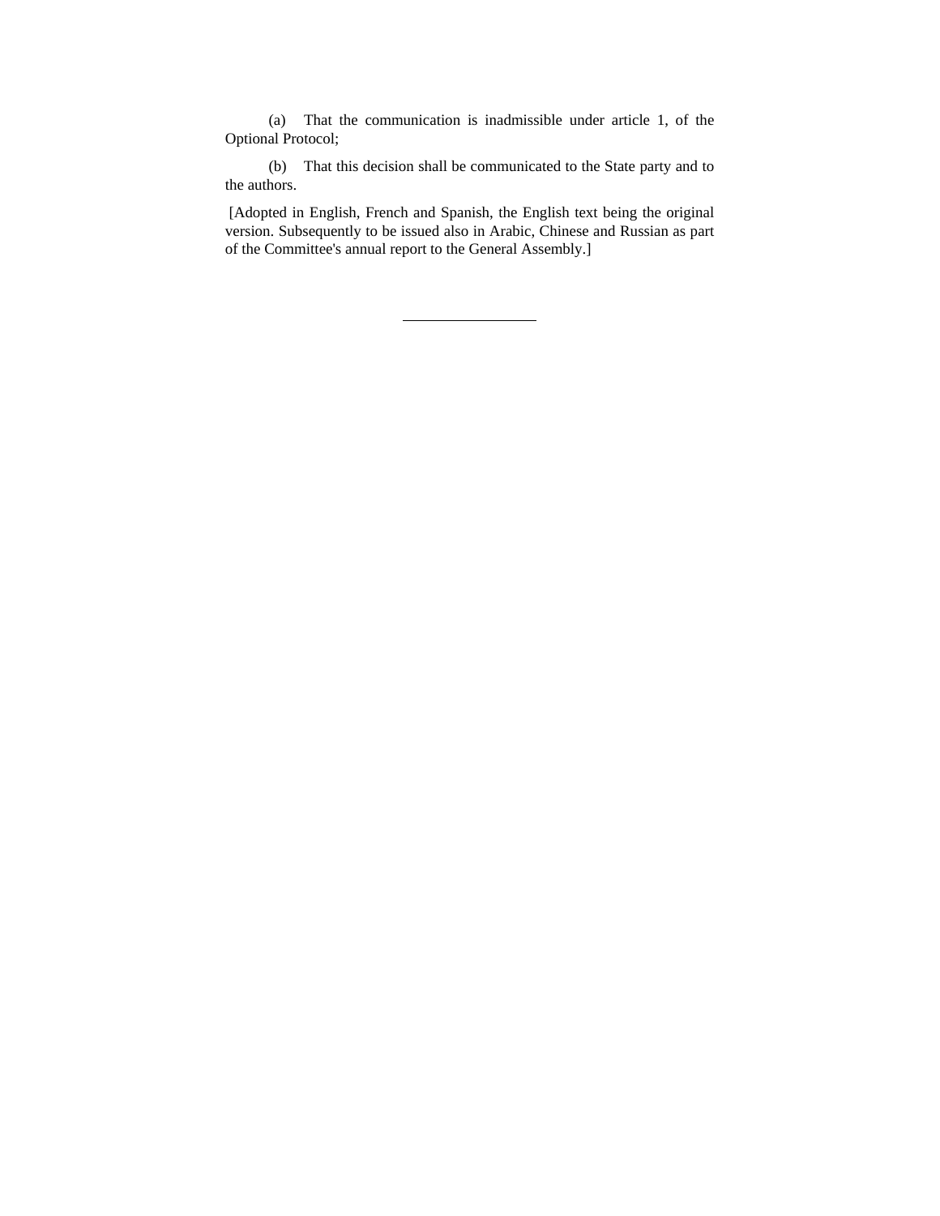(a) That the communication is inadmissible under article 1, of the Optional Protocol;

(b) That this decision shall be communicated to the State party and to the authors.

[Adopted in English, French and Spanish, the English text being the original version. Subsequently to be issued also in Arabic, Chinese and Russian as part of the Committee's annual report to the General Assembly.]

---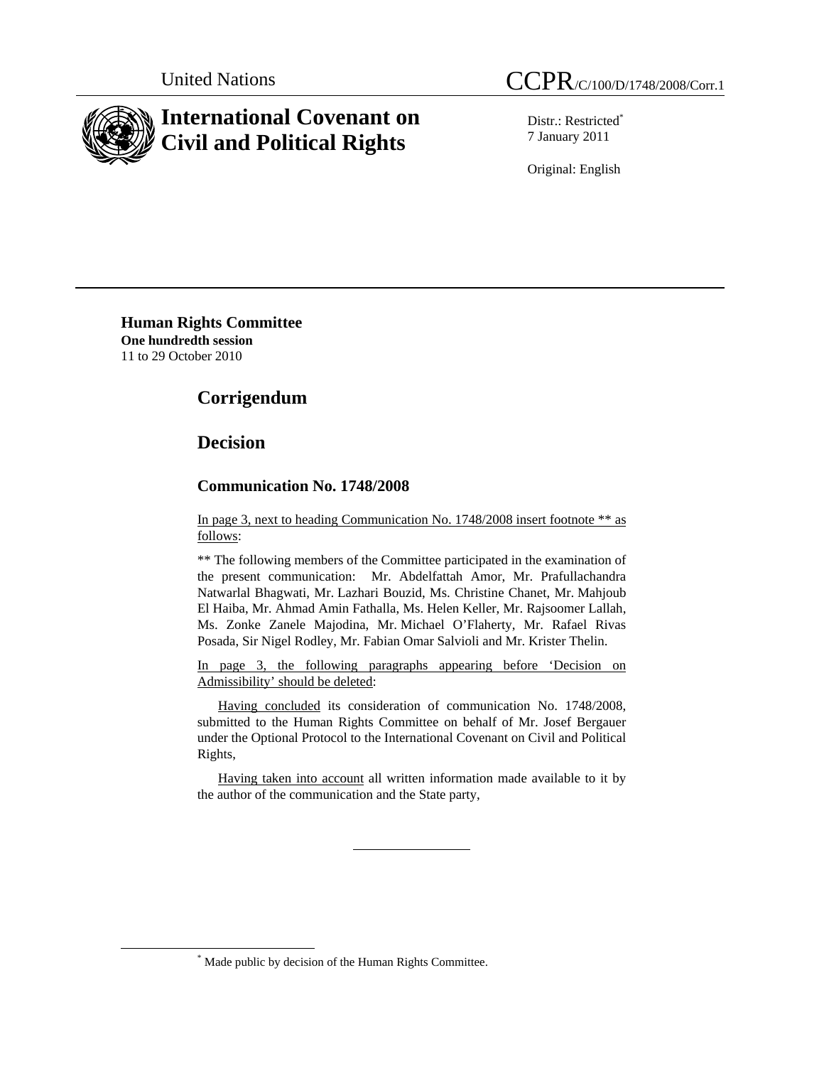United Nations

CCPR/C/100/D/1748/2008/Corr.1

# International Covenant on Civil and Political Rights

Distr.: Restricted[*]
7 January 2011

Original: English

**Human Rights Committee**
**One hundredth session**
11 to 29 October 2010

## Corrigendum

## Decision

### Communication No. 1748/2008

In page 3, next to heading Communication No. 1748/2008 insert footnote ** as follows:

** The following members of the Committee participated in the examination of the present communication: Mr. Abdelfattah Amor, Mr. Prafullachandra Natwarlal Bhagwati, Mr. Lazhari Bouzid, Ms. Christine Chanet, Mr. Mahjoub El Haiba, Mr. Ahmad Amin Fathalla, Ms. Helen Keller, Mr. Rajsoomer Lallah, Ms. Zonke Zanele Majodina, Mr. Michael O'Flaherty, Mr. Rafael Rivas Posada, Sir Nigel Rodley, Mr. Fabian Omar Salvioli and Mr. Krister Thelin.

In page 3, the following paragraphs appearing before 'Decision on Admissibility' should be deleted:

Having concluded its consideration of communication No. 1748/2008, submitted to the Human Rights Committee on behalf of Mr. Josef Bergauer under the Optional Protocol to the International Covenant on Civil and Political Rights,

Having taken into account all written information made available to it by the author of the communication and the State party,

---

[*] Made public by decision of the Human Rights Committee.